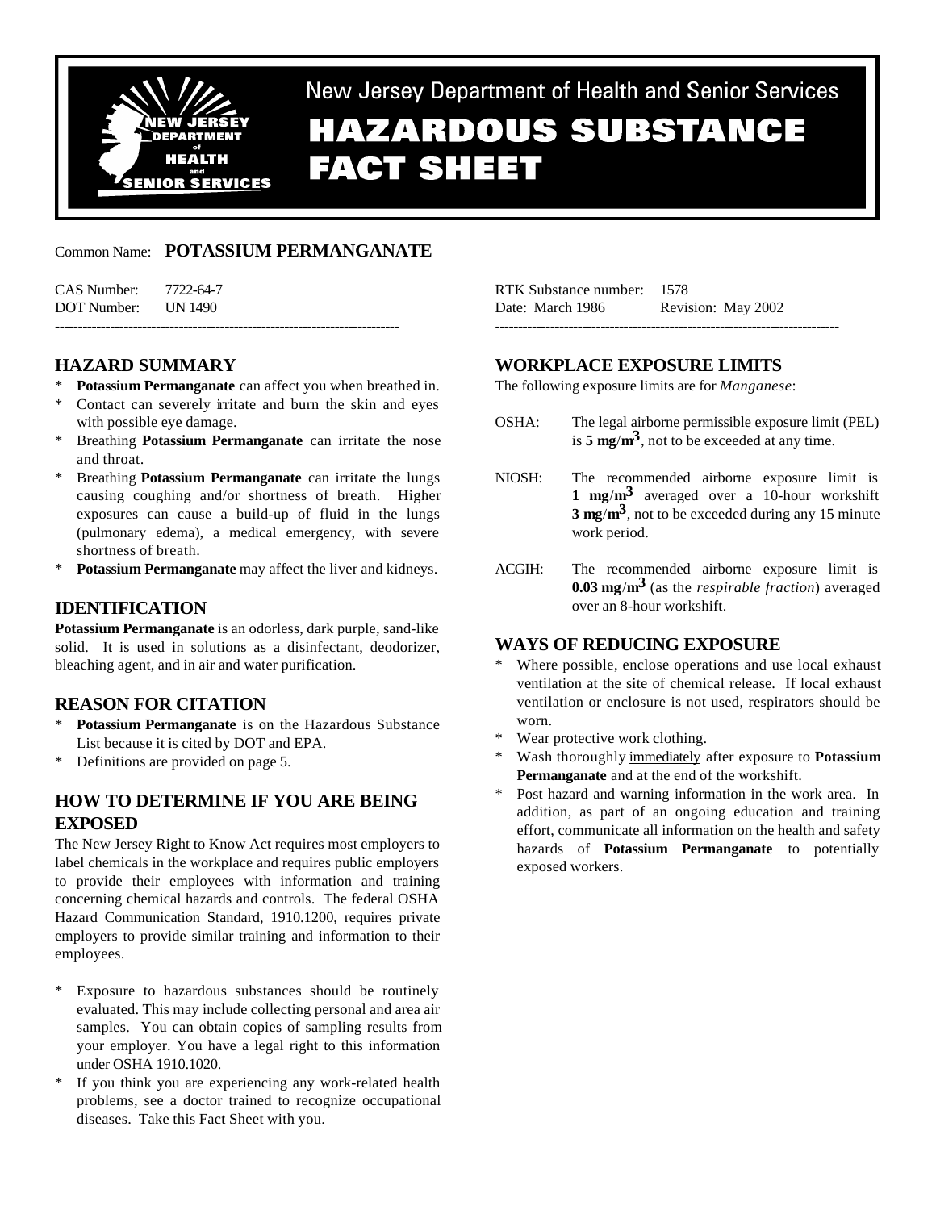New Jersey Department of Health and Senior Services

# HAZARDOUS SUBSTANCE FACT SHEET

Common Name: **POTASSIUM PERMANGANATE**

CAS Number: 7722-64-7
DOT Number: UN 1490

RTK Substance number: 1578
Date: March 1986 Revision: May 2002

## HAZARD SUMMARY

* **Potassium Permanganate** can affect you when breathed in.
* Contact can severely irritate and burn the skin and eyes with possible eye damage.
* Breathing **Potassium Permanganate** can irritate the nose and throat.
* Breathing **Potassium Permanganate** can irritate the lungs causing coughing and/or shortness of breath. Higher exposures can cause a build-up of fluid in the lungs (pulmonary edema), a medical emergency, with severe shortness of breath.
* **Potassium Permanganate** may affect the liver and kidneys.

## IDENTIFICATION

**Potassium Permanganate** is an odorless, dark purple, sand-like solid. It is used in solutions as a disinfectant, deodorizer, bleaching agent, and in air and water purification.

## REASON FOR CITATION

* **Potassium Permanganate** is on the Hazardous Substance List because it is cited by DOT and EPA.
* Definitions are provided on page 5.

## HOW TO DETERMINE IF YOU ARE BEING EXPOSED

The New Jersey Right to Know Act requires most employers to label chemicals in the workplace and requires public employers to provide their employees with information and training concerning chemical hazards and controls. The federal OSHA Hazard Communication Standard, 1910.1200, requires private employers to provide similar training and information to their employees.

* Exposure to hazardous substances should be routinely evaluated. This may include collecting personal and area air samples. You can obtain copies of sampling results from your employer. You have a legal right to this information under OSHA 1910.1020.
* If you think you are experiencing any work-related health problems, see a doctor trained to recognize occupational diseases. Take this Fact Sheet with you.

## WORKPLACE EXPOSURE LIMITS

The following exposure limits are for *Manganese*:

OSHA: The legal airborne permissible exposure limit (PEL) is **5 mg/m$^3$**, not to be exceeded at any time.

NIOSH: The recommended airborne exposure limit is **1 mg/m$^3$** averaged over a 10-hour workshift **3 mg/m$^3$**, not to be exceeded during any 15 minute work period.

ACGIH: The recommended airborne exposure limit is **0.03 mg/m$^3$** (as the *respirable fraction*) averaged over an 8-hour workshift.

## WAYS OF REDUCING EXPOSURE

* Where possible, enclose operations and use local exhaust ventilation at the site of chemical release. If local exhaust ventilation or enclosure is not used, respirators should be worn.
* Wear protective work clothing.
* Wash thoroughly immediately after exposure to **Potassium Permanganate** and at the end of the workshift.
* Post hazard and warning information in the work area. In addition, as part of an ongoing education and training effort, communicate all information on the health and safety hazards of **Potassium Permanganate** to potentially exposed workers.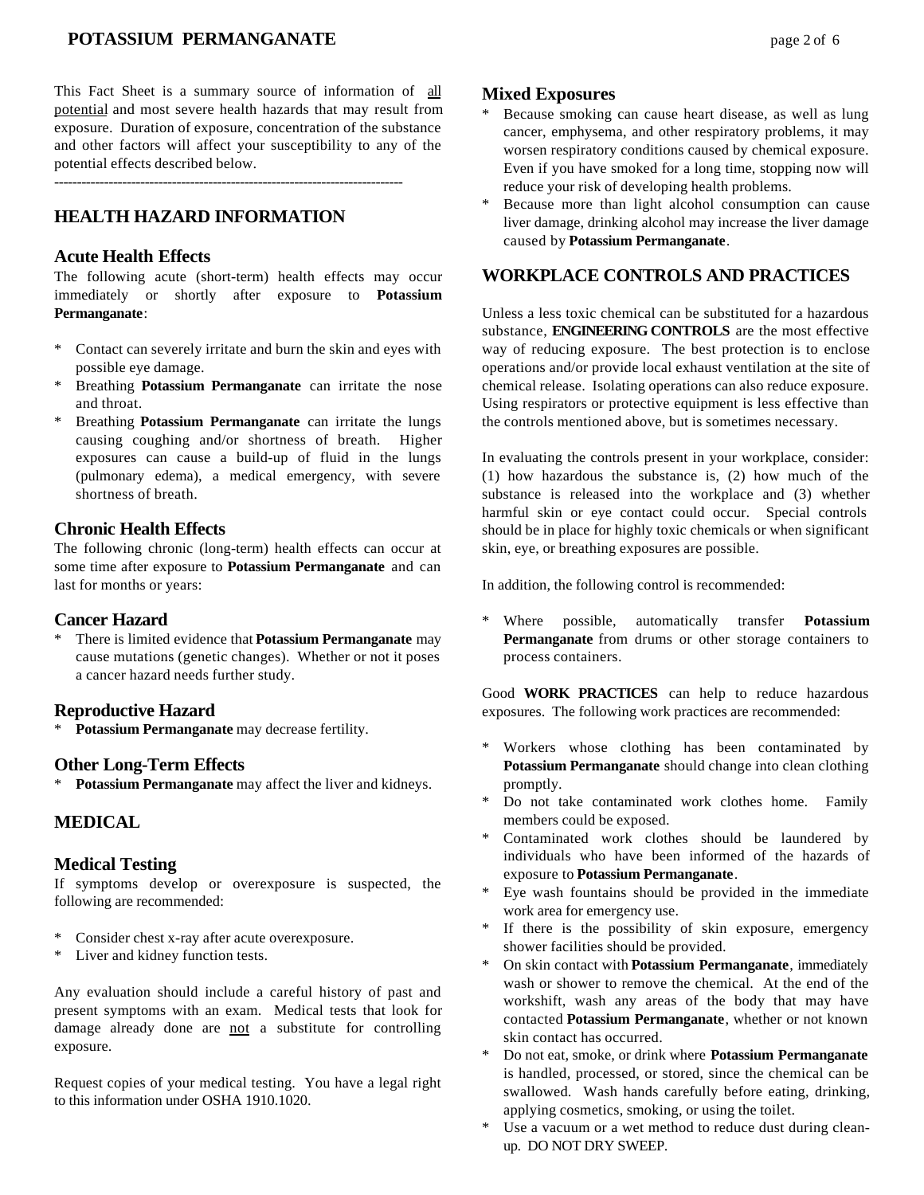This Fact Sheet is a summary source of information of all potential and most severe health hazards that may result from exposure. Duration of exposure, concentration of the substance and other factors will affect your susceptibility to any of the potential effects described below.

---

## HEALTH HAZARD INFORMATION

### Acute Health Effects

The following acute (short-term) health effects may occur immediately or shortly after exposure to **Potassium Permanganate**:

* Contact can severely irritate and burn the skin and eyes with possible eye damage.
* Breathing **Potassium Permanganate** can irritate the nose and throat.
* Breathing **Potassium Permanganate** can irritate the lungs causing coughing and/or shortness of breath. Higher exposures can cause a build-up of fluid in the lungs (pulmonary edema), a medical emergency, with severe shortness of breath.

### Chronic Health Effects

The following chronic (long-term) health effects can occur at some time after exposure to **Potassium Permanganate** and can last for months or years:

### Cancer Hazard

* There is limited evidence that **Potassium Permanganate** may cause mutations (genetic changes). Whether or not it poses a cancer hazard needs further study.

### Reproductive Hazard

* **Potassium Permanganate** may decrease fertility.

### Other Long-Term Effects

* **Potassium Permanganate** may affect the liver and kidneys.

## MEDICAL

### Medical Testing

If symptoms develop or overexposure is suspected, the following are recommended:

* Consider chest x-ray after acute overexposure.
* Liver and kidney function tests.

Any evaluation should include a careful history of past and present symptoms with an exam. Medical tests that look for damage already done are not a substitute for controlling exposure.

Request copies of your medical testing. You have a legal right to this information under OSHA 1910.1020.

### Mixed Exposures

* Because smoking can cause heart disease, as well as lung cancer, emphysema, and other respiratory problems, it may worsen respiratory conditions caused by chemical exposure. Even if you have smoked for a long time, stopping now will reduce your risk of developing health problems.
* Because more than light alcohol consumption can cause liver damage, drinking alcohol may increase the liver damage caused by **Potassium Permanganate**.

## WORKPLACE CONTROLS AND PRACTICES

Unless a less toxic chemical can be substituted for a hazardous substance, **ENGINEERING CONTROLS** are the most effective way of reducing exposure. The best protection is to enclose operations and/or provide local exhaust ventilation at the site of chemical release. Isolating operations can also reduce exposure. Using respirators or protective equipment is less effective than the controls mentioned above, but is sometimes necessary.

In evaluating the controls present in your workplace, consider: (1) how hazardous the substance is, (2) how much of the substance is released into the workplace and (3) whether harmful skin or eye contact could occur. Special controls should be in place for highly toxic chemicals or when significant skin, eye, or breathing exposures are possible.

In addition, the following control is recommended:

* Where possible, automatically transfer **Potassium Permanganate** from drums or other storage containers to process containers.

Good **WORK PRACTICES** can help to reduce hazardous exposures. The following work practices are recommended:

* Workers whose clothing has been contaminated by **Potassium Permanganate** should change into clean clothing promptly.
* Do not take contaminated work clothes home. Family members could be exposed.
* Contaminated work clothes should be laundered by individuals who have been informed of the hazards of exposure to **Potassium Permanganate**.
* Eye wash fountains should be provided in the immediate work area for emergency use.
* If there is the possibility of skin exposure, emergency shower facilities should be provided.
* On skin contact with **Potassium Permanganate**, immediately wash or shower to remove the chemical. At the end of the workshift, wash any areas of the body that may have contacted **Potassium Permanganate**, whether or not known skin contact has occurred.
* Do not eat, smoke, or drink where **Potassium Permanganate** is handled, processed, or stored, since the chemical can be swallowed. Wash hands carefully before eating, drinking, applying cosmetics, smoking, or using the toilet.
* Use a vacuum or a wet method to reduce dust during clean-up. DO NOT DRY SWEEP.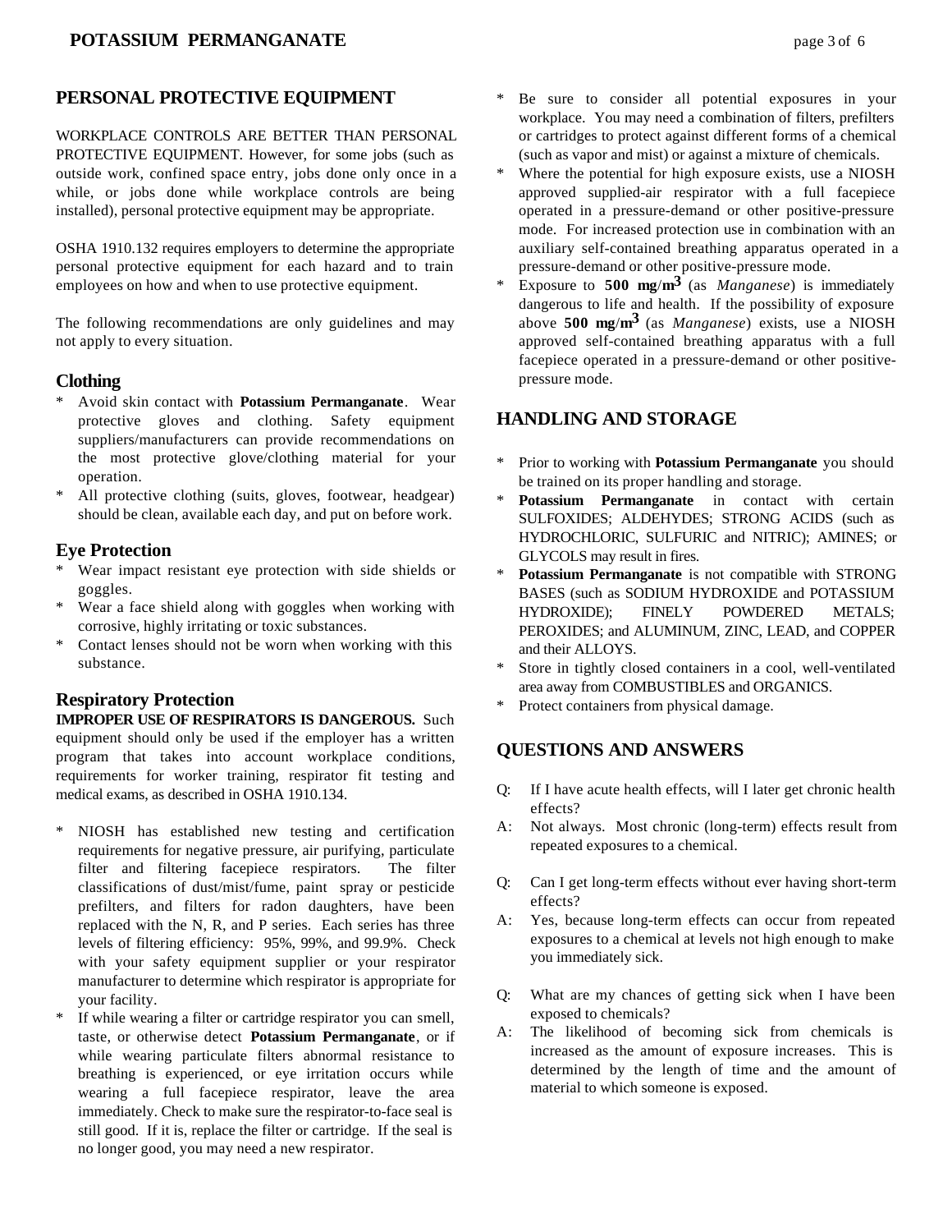## PERSONAL PROTECTIVE EQUIPMENT

WORKPLACE CONTROLS ARE BETTER THAN PERSONAL PROTECTIVE EQUIPMENT. However, for some jobs (such as outside work, confined space entry, jobs done only once in a while, or jobs done while workplace controls are being installed), personal protective equipment may be appropriate.

OSHA 1910.132 requires employers to determine the appropriate personal protective equipment for each hazard and to train employees on how and when to use protective equipment.

The following recommendations are only guidelines and may not apply to every situation.

### Clothing

* Avoid skin contact with **Potassium Permanganate**. Wear protective gloves and clothing. Safety equipment suppliers/manufacturers can provide recommendations on the most protective glove/clothing material for your operation.
* All protective clothing (suits, gloves, footwear, headgear) should be clean, available each day, and put on before work.

### Eye Protection

* Wear impact resistant eye protection with side shields or goggles.
* Wear a face shield along with goggles when working with corrosive, highly irritating or toxic substances.
* Contact lenses should not be worn when working with this substance.

### Respiratory Protection

**IMPROPER USE OF RESPIRATORS IS DANGEROUS.** Such equipment should only be used if the employer has a written program that takes into account workplace conditions, requirements for worker training, respirator fit testing and medical exams, as described in OSHA 1910.134.

* NIOSH has established new testing and certification requirements for negative pressure, air purifying, particulate filter and filtering facepiece respirators. The filter classifications of dust/mist/fume, paint spray or pesticide prefilters, and filters for radon daughters, have been replaced with the N, R, and P series. Each series has three levels of filtering efficiency: 95%, 99%, and 99.9%. Check with your safety equipment supplier or your respirator manufacturer to determine which respirator is appropriate for your facility.
* If while wearing a filter or cartridge respirator you can smell, taste, or otherwise detect **Potassium Permanganate**, or if while wearing particulate filters abnormal resistance to breathing is experienced, or eye irritation occurs while wearing a full facepiece respirator, leave the area immediately. Check to make sure the respirator-to-face seal is still good. If it is, replace the filter or cartridge. If the seal is no longer good, you may need a new respirator.
* Be sure to consider all potential exposures in your workplace. You may need a combination of filters, prefilters or cartridges to protect against different forms of a chemical (such as vapor and mist) or against a mixture of chemicals.
* Where the potential for high exposure exists, use a NIOSH approved supplied-air respirator with a full facepiece operated in a pressure-demand or other positive-pressure mode. For increased protection use in combination with an auxiliary self-contained breathing apparatus operated in a pressure-demand or other positive-pressure mode.
* Exposure to **500 mg/m$^3$** (as *Manganese*) is immediately dangerous to life and health. If the possibility of exposure above **500 mg/m$^3$** (as *Manganese*) exists, use a NIOSH approved self-contained breathing apparatus with a full facepiece operated in a pressure-demand or other positive-pressure mode.

## HANDLING AND STORAGE

* Prior to working with **Potassium Permanganate** you should be trained on its proper handling and storage.
* **Potassium Permanganate** in contact with certain SULFOXIDES; ALDEHYDES; STRONG ACIDS (such as HYDROCHLORIC, SULFURIC and NITRIC); AMINES; or GLYCOLS may result in fires.
* **Potassium Permanganate** is not compatible with STRONG BASES (such as SODIUM HYDROXIDE and POTASSIUM HYDROXIDE); FINELY POWDERED METALS; PEROXIDES; and ALUMINUM, ZINC, LEAD, and COPPER and their ALLOYS.
* Store in tightly closed containers in a cool, well-ventilated area away from COMBUSTIBLES and ORGANICS.
* Protect containers from physical damage.

## QUESTIONS AND ANSWERS

Q: If I have acute health effects, will I later get chronic health effects?
A: Not always. Most chronic (long-term) effects result from repeated exposures to a chemical.

Q: Can I get long-term effects without ever having short-term effects?
A: Yes, because long-term effects can occur from repeated exposures to a chemical at levels not high enough to make you immediately sick.

Q: What are my chances of getting sick when I have been exposed to chemicals?
A: The likelihood of becoming sick from chemicals is increased as the amount of exposure increases. This is determined by the length of time and the amount of material to which someone is exposed.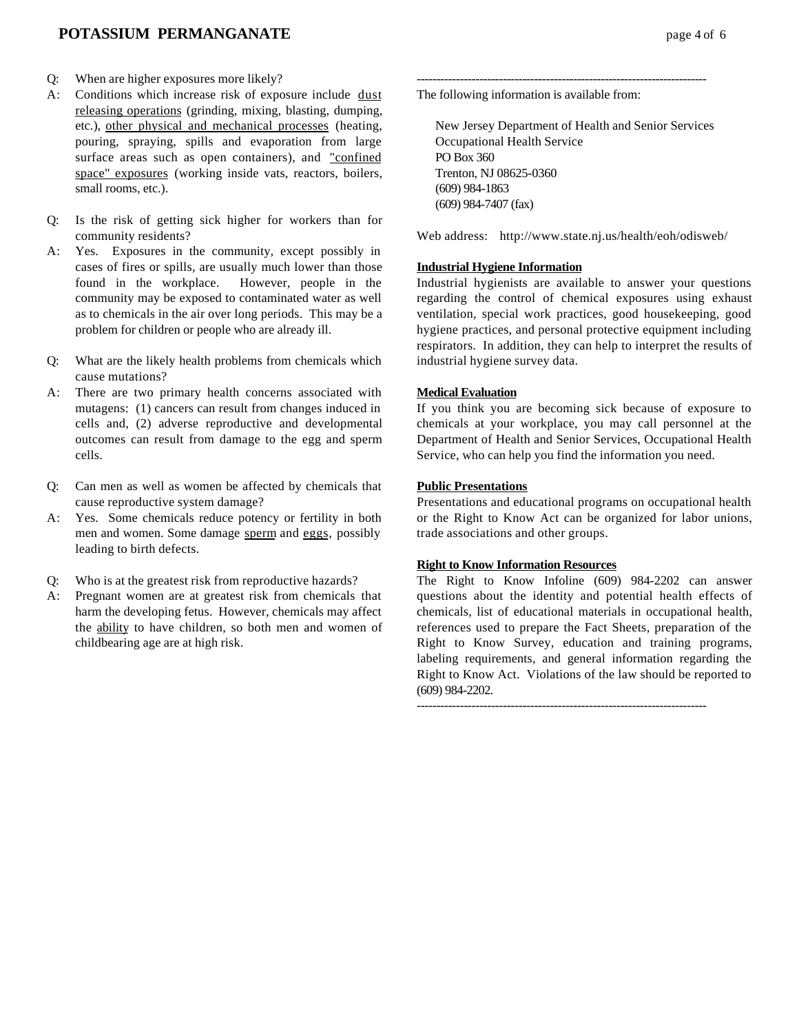Q: When are higher exposures more likely?

A: Conditions which increase risk of exposure include dust releasing operations (grinding, mixing, blasting, dumping, etc.), other physical and mechanical processes (heating, pouring, spraying, spills and evaporation from large surface areas such as open containers), and "confined space" exposures (working inside vats, reactors, boilers, small rooms, etc.).

Q: Is the risk of getting sick higher for workers than for community residents?

A: Yes. Exposures in the community, except possibly in cases of fires or spills, are usually much lower than those found in the workplace. However, people in the community may be exposed to contaminated water as well as to chemicals in the air over long periods. This may be a problem for children or people who are already ill.

Q: What are the likely health problems from chemicals which cause mutations?

A: There are two primary health concerns associated with mutagens: (1) cancers can result from changes induced in cells and, (2) adverse reproductive and developmental outcomes can result from damage to the egg and sperm cells.

Q: Can men as well as women be affected by chemicals that cause reproductive system damage?

A: Yes. Some chemicals reduce potency or fertility in both men and women. Some damage sperm and eggs, possibly leading to birth defects.

Q: Who is at the greatest risk from reproductive hazards?

A: Pregnant women are at greatest risk from chemicals that harm the developing fetus. However, chemicals may affect the ability to have children, so both men and women of childbearing age are at high risk.

---

The following information is available from:

New Jersey Department of Health and Senior Services
Occupational Health Service
PO Box 360
Trenton, NJ 08625-0360
(609) 984-1863
(609) 984-7407 (fax)

Web address: http://www.state.nj.us/health/eoh/odisweb/

**Industrial Hygiene Information**

Industrial hygienists are available to answer your questions regarding the control of chemical exposures using exhaust ventilation, special work practices, good housekeeping, good hygiene practices, and personal protective equipment including respirators. In addition, they can help to interpret the results of industrial hygiene survey data.

**Medical Evaluation**

If you think you are becoming sick because of exposure to chemicals at your workplace, you may call personnel at the Department of Health and Senior Services, Occupational Health Service, who can help you find the information you need.

**Public Presentations**

Presentations and educational programs on occupational health or the Right to Know Act can be organized for labor unions, trade associations and other groups.

**Right to Know Information Resources**

The Right to Know Infoline (609) 984-2202 can answer questions about the identity and potential health effects of chemicals, list of educational materials in occupational health, references used to prepare the Fact Sheets, preparation of the Right to Know Survey, education and training programs, labeling requirements, and general information regarding the Right to Know Act. Violations of the law should be reported to (609) 984-2202.

---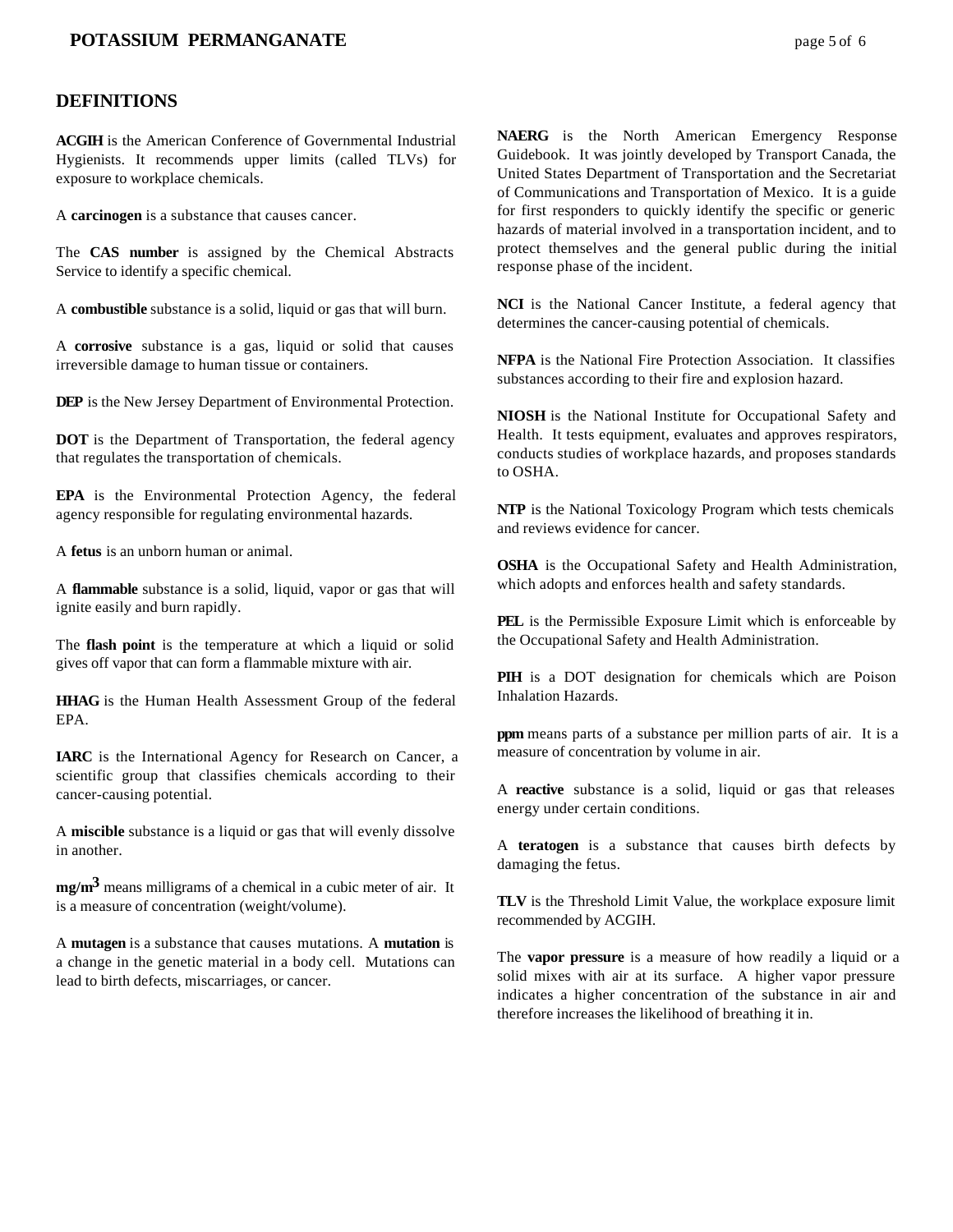## DEFINITIONS

**ACGIH** is the American Conference of Governmental Industrial Hygienists. It recommends upper limits (called TLVs) for exposure to workplace chemicals.

A **carcinogen** is a substance that causes cancer.

The **CAS number** is assigned by the Chemical Abstracts Service to identify a specific chemical.

A **combustible** substance is a solid, liquid or gas that will burn.

A **corrosive** substance is a gas, liquid or solid that causes irreversible damage to human tissue or containers.

**DEP** is the New Jersey Department of Environmental Protection.

**DOT** is the Department of Transportation, the federal agency that regulates the transportation of chemicals.

**EPA** is the Environmental Protection Agency, the federal agency responsible for regulating environmental hazards.

A **fetus** is an unborn human or animal.

A **flammable** substance is a solid, liquid, vapor or gas that will ignite easily and burn rapidly.

The **flash point** is the temperature at which a liquid or solid gives off vapor that can form a flammable mixture with air.

**HHAG** is the Human Health Assessment Group of the federal EPA.

**IARC** is the International Agency for Research on Cancer, a scientific group that classifies chemicals according to their cancer-causing potential.

A **miscible** substance is a liquid or gas that will evenly dissolve in another.

**$mg/m^3$** means milligrams of a chemical in a cubic meter of air. It is a measure of concentration (weight/volume).

A **mutagen** is a substance that causes mutations. A **mutation** is a change in the genetic material in a body cell. Mutations can lead to birth defects, miscarriages, or cancer.

**NAERG** is the North American Emergency Response Guidebook. It was jointly developed by Transport Canada, the United States Department of Transportation and the Secretariat of Communications and Transportation of Mexico. It is a guide for first responders to quickly identify the specific or generic hazards of material involved in a transportation incident, and to protect themselves and the general public during the initial response phase of the incident.

**NCI** is the National Cancer Institute, a federal agency that determines the cancer-causing potential of chemicals.

**NFPA** is the National Fire Protection Association. It classifies substances according to their fire and explosion hazard.

**NIOSH** is the National Institute for Occupational Safety and Health. It tests equipment, evaluates and approves respirators, conducts studies of workplace hazards, and proposes standards to OSHA.

**NTP** is the National Toxicology Program which tests chemicals and reviews evidence for cancer.

**OSHA** is the Occupational Safety and Health Administration, which adopts and enforces health and safety standards.

**PEL** is the Permissible Exposure Limit which is enforceable by the Occupational Safety and Health Administration.

**PIH** is a DOT designation for chemicals which are Poison Inhalation Hazards.

**ppm** means parts of a substance per million parts of air. It is a measure of concentration by volume in air.

A **reactive** substance is a solid, liquid or gas that releases energy under certain conditions.

A **teratogen** is a substance that causes birth defects by damaging the fetus.

**TLV** is the Threshold Limit Value, the workplace exposure limit recommended by ACGIH.

The **vapor pressure** is a measure of how readily a liquid or a solid mixes with air at its surface. A higher vapor pressure indicates a higher concentration of the substance in air and therefore increases the likelihood of breathing it in.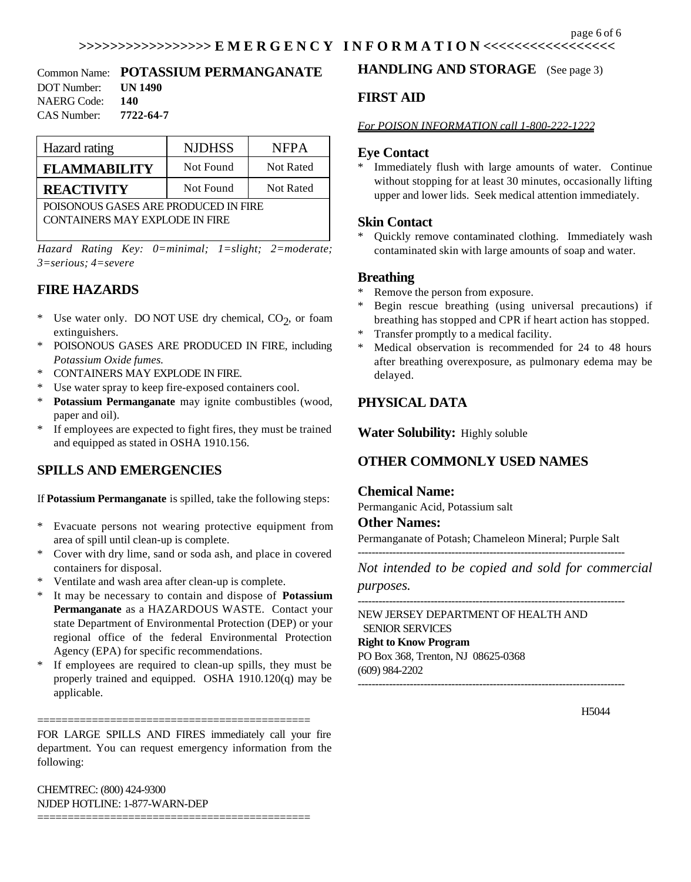# >>>>>>>>>>>>>>>>> E M E R G E N C Y   I N F O R M A T I O N <<<<<<<<<<<<<<<<<

Common Name: **POTASSIUM PERMANGANATE**
DOT Number: **UN 1490**
NAERG Code: **140**
CAS Number: **7722-64-7**

| Hazard rating | NJDHSS | NFPA |
|---|---|---|
| **FLAMMABILITY** | Not Found | Not Rated |
| **REACTIVITY** | Not Found | Not Rated |
| POISONOUS GASES ARE PRODUCED IN FIRE<br>CONTAINERS MAY EXPLODE IN FIRE | | |

*Hazard Rating Key: 0=minimal; 1=slight; 2=moderate; 3=serious; 4=severe*

## FIRE HAZARDS

* Use water only. DO NOT USE dry chemical, $CO_2$, or foam extinguishers.
* POISONOUS GASES ARE PRODUCED IN FIRE, including *Potassium Oxide fumes.*
* CONTAINERS MAY EXPLODE IN FIRE.
* Use water spray to keep fire-exposed containers cool.
* **Potassium Permanganate** may ignite combustibles (wood, paper and oil).
* If employees are expected to fight fires, they must be trained and equipped as stated in OSHA 1910.156.

## SPILLS AND EMERGENCIES

If **Potassium Permanganate** is spilled, take the following steps:

* Evacuate persons not wearing protective equipment from area of spill until clean-up is complete.
* Cover with dry lime, sand or soda ash, and place in covered containers for disposal.
* Ventilate and wash area after clean-up is complete.
* It may be necessary to contain and dispose of **Potassium Permanganate** as a HAZARDOUS WASTE. Contact your state Department of Environmental Protection (DEP) or your regional office of the federal Environmental Protection Agency (EPA) for specific recommendations.
* If employees are required to clean-up spills, they must be properly trained and equipped. OSHA 1910.120(q) may be applicable.

===========================================

FOR LARGE SPILLS AND FIRES immediately call your fire department. You can request emergency information from the following:

CHEMTREC: (800) 424-9300
NJDEP HOTLINE: 1-877-WARN-DEP

===========================================

## HANDLING AND STORAGE (See page 3)

## FIRST AID

*For POISON INFORMATION call 1-800-222-1222*

### Eye Contact

* Immediately flush with large amounts of water. Continue without stopping for at least 30 minutes, occasionally lifting upper and lower lids. Seek medical attention immediately.

### Skin Contact

* Quickly remove contaminated clothing. Immediately wash contaminated skin with large amounts of soap and water.

### Breathing

* Remove the person from exposure.
* Begin rescue breathing (using universal precautions) if breathing has stopped and CPR if heart action has stopped.
* Transfer promptly to a medical facility.
* Medical observation is recommended for 24 to 48 hours after breathing overexposure, as pulmonary edema may be delayed.

## PHYSICAL DATA

**Water Solubility:** Highly soluble

## OTHER COMMONLY USED NAMES

### Chemical Name:

Permanganic Acid, Potassium salt

### Other Names:

Permanganate of Potash; Chameleon Mineral; Purple Salt

---

*Not intended to be copied and sold for commercial purposes.*

---

NEW JERSEY DEPARTMENT OF HEALTH AND SENIOR SERVICES
**Right to Know Program**
PO Box 368, Trenton, NJ 08625-0368
(609) 984-2202

---

H5044